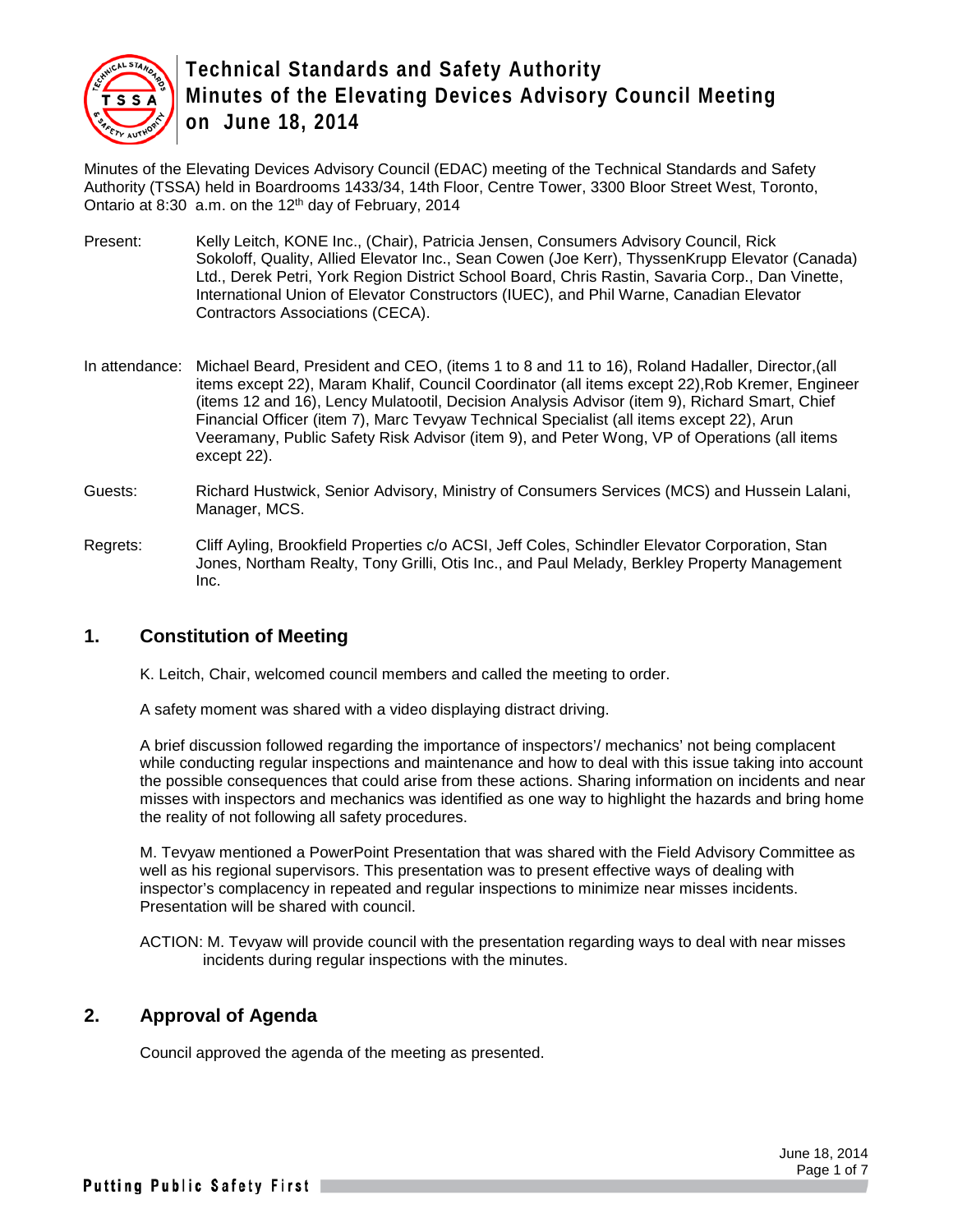# Technical Standards and Safety Authority Minutes of the Elevating Devices Advisory Council Meeting on June 18, 2014

Minutes of the Elevating Devices Advisory Council (EDAC) meeting of the Technical Standards and Safety Authority (TSSA) held in Boardrooms 1433/34, 14th Floor, Centre Tower, 3300 Bloor Street West, Toronto, Ontario at 8:30 a.m. on the 12th day of February, 2014

Present: Kelly Leitch, KONE Inc., (Chair), Patricia Jensen, Consumers Advisory Council, Rick Sokoloff, Quality, Allied Elevator Inc., Sean Cowen (Joe Kerr), ThyssenKrupp Elevator (Canada) Ltd., Derek Petri, York Region District School Board, Chris Rastin, Savaria Corp., Dan Vinette, International Union of Elevator Constructors (IUEC), and Phil Warne, Canadian Elevator Contractors Associations (CECA).

In attendance: Michael Beard, President and CEO, (items 1 to 8 and 11 to 16), Roland Hadaller, Director,(all items except 22), Maram Khalif, Council Coordinator (all items except 22),Rob Kremer, Engineer (items 12 and 16), Lency Mulatootil, Decision Analysis Advisor (item 9), Richard Smart, Chief Financial Officer (item 7), Marc Tevyaw Technical Specialist (all items except 22), Arun Veeramany, Public Safety Risk Advisor (item 9), and Peter Wong, VP of Operations (all items except 22).

Guests: Richard Hustwick, Senior Advisory, Ministry of Consumers Services (MCS) and Hussein Lalani, Manager, MCS.

Regrets: Cliff Ayling, Brookfield Properties c/o ACSI, Jeff Coles, Schindler Elevator Corporation, Stan Jones, Northam Realty, Tony Grilli, Otis Inc., and Paul Melady, Berkley Property Management Inc.

## 1. Constitution of Meeting

K. Leitch, Chair, welcomed council members and called the meeting to order.

A safety moment was shared with a video displaying distract driving.

A brief discussion followed regarding the importance of inspectors'/ mechanics' not being complacent while conducting regular inspections and maintenance and how to deal with this issue taking into account the possible consequences that could arise from these actions. Sharing information on incidents and near misses with inspectors and mechanics was identified as one way to highlight the hazards and bring home the reality of not following all safety procedures.

M. Tevyaw mentioned a PowerPoint Presentation that was shared with the Field Advisory Committee as well as his regional supervisors. This presentation was to present effective ways of dealing with inspector's complacency in repeated and regular inspections to minimize near misses incidents. Presentation will be shared with council.

ACTION: M. Tevyaw will provide council with the presentation regarding ways to deal with near misses incidents during regular inspections with the minutes.

## 2. Approval of Agenda

Council approved the agenda of the meeting as presented.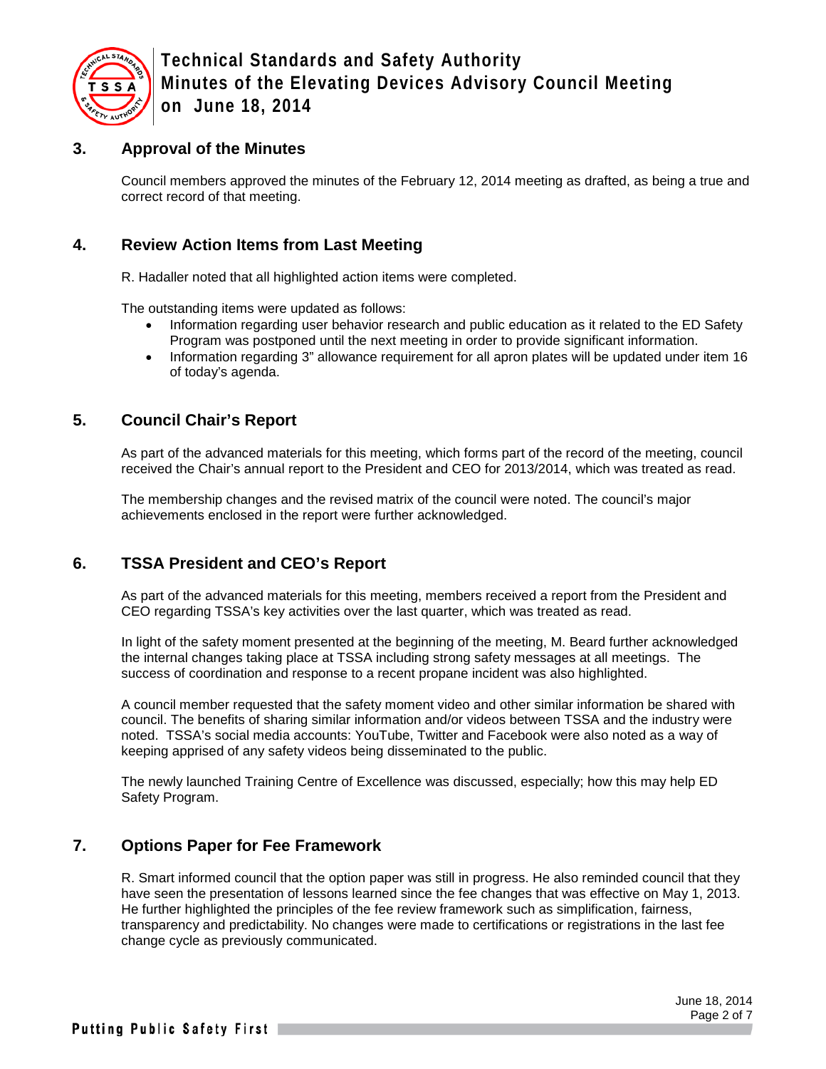## 3. Approval of the Minutes

Council members approved the minutes of the February 12, 2014 meeting as drafted, as being a true and correct record of that meeting.

## 4. Review Action Items from Last Meeting

R. Hadaller noted that all highlighted action items were completed.

The outstanding items were updated as follows:

- Information regarding user behavior research and public education as it related to the ED Safety Program was postponed until the next meeting in order to provide significant information.
- Information regarding 3" allowance requirement for all apron plates will be updated under item 16 of today's agenda.

## 5. Council Chair's Report

As part of the advanced materials for this meeting, which forms part of the record of the meeting, council received the Chair's annual report to the President and CEO for 2013/2014, which was treated as read.

The membership changes and the revised matrix of the council were noted. The council's major achievements enclosed in the report were further acknowledged.

## 6. TSSA President and CEO's Report

As part of the advanced materials for this meeting, members received a report from the President and CEO regarding TSSA's key activities over the last quarter, which was treated as read.

In light of the safety moment presented at the beginning of the meeting, M. Beard further acknowledged the internal changes taking place at TSSA including strong safety messages at all meetings. The success of coordination and response to a recent propane incident was also highlighted.

A council member requested that the safety moment video and other similar information be shared with council. The benefits of sharing similar information and/or videos between TSSA and the industry were noted. TSSA's social media accounts: YouTube, Twitter and Facebook were also noted as a way of keeping apprised of any safety videos being disseminated to the public.

The newly launched Training Centre of Excellence was discussed, especially; how this may help ED Safety Program.

## 7. Options Paper for Fee Framework

R. Smart informed council that the option paper was still in progress. He also reminded council that they have seen the presentation of lessons learned since the fee changes that was effective on May 1, 2013. He further highlighted the principles of the fee review framework such as simplification, fairness, transparency and predictability. No changes were made to certifications or registrations in the last fee change cycle as previously communicated.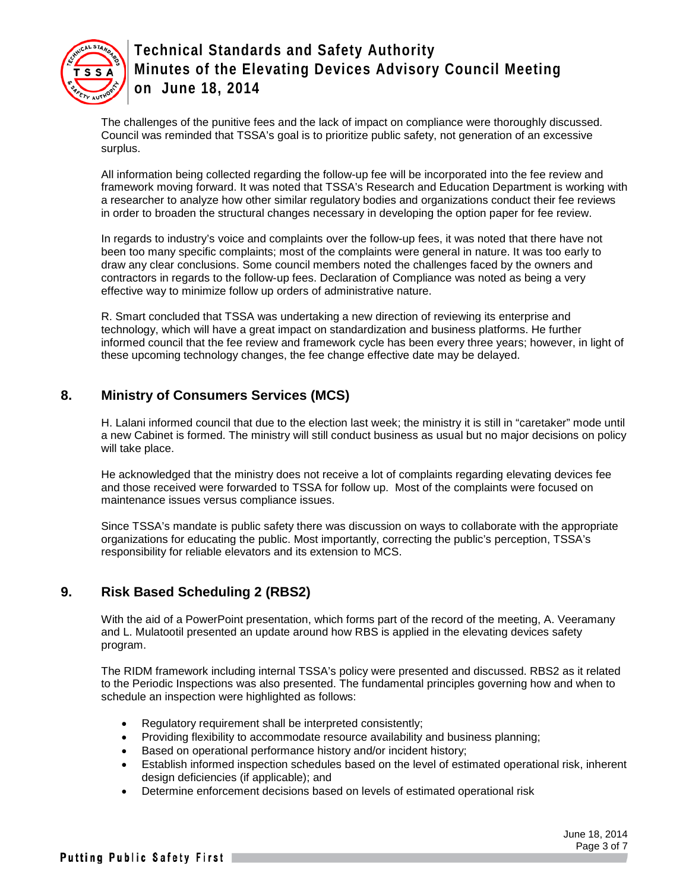The challenges of the punitive fees and the lack of impact on compliance were thoroughly discussed. Council was reminded that TSSA's goal is to prioritize public safety, not generation of an excessive surplus.

All information being collected regarding the follow-up fee will be incorporated into the fee review and framework moving forward. It was noted that TSSA's Research and Education Department is working with a researcher to analyze how other similar regulatory bodies and organizations conduct their fee reviews in order to broaden the structural changes necessary in developing the option paper for fee review.

In regards to industry's voice and complaints over the follow-up fees, it was noted that there have not been too many specific complaints; most of the complaints were general in nature. It was too early to draw any clear conclusions. Some council members noted the challenges faced by the owners and contractors in regards to the follow-up fees. Declaration of Compliance was noted as being a very effective way to minimize follow up orders of administrative nature.

R. Smart concluded that TSSA was undertaking a new direction of reviewing its enterprise and technology, which will have a great impact on standardization and business platforms. He further informed council that the fee review and framework cycle has been every three years; however, in light of these upcoming technology changes, the fee change effective date may be delayed.

## 8. Ministry of Consumers Services (MCS)

H. Lalani informed council that due to the election last week; the ministry it is still in "caretaker" mode until a new Cabinet is formed. The ministry will still conduct business as usual but no major decisions on policy will take place.

He acknowledged that the ministry does not receive a lot of complaints regarding elevating devices fee and those received were forwarded to TSSA for follow up. Most of the complaints were focused on maintenance issues versus compliance issues.

Since TSSA's mandate is public safety there was discussion on ways to collaborate with the appropriate organizations for educating the public. Most importantly, correcting the public's perception, TSSA's responsibility for reliable elevators and its extension to MCS.

## 9. Risk Based Scheduling 2 (RBS2)

With the aid of a PowerPoint presentation, which forms part of the record of the meeting, A. Veeramany and L. Mulatootil presented an update around how RBS is applied in the elevating devices safety program.

The RIDM framework including internal TSSA's policy were presented and discussed. RBS2 as it related to the Periodic Inspections was also presented. The fundamental principles governing how and when to schedule an inspection were highlighted as follows:

- Regulatory requirement shall be interpreted consistently;
- Providing flexibility to accommodate resource availability and business planning;
- Based on operational performance history and/or incident history;
- Establish informed inspection schedules based on the level of estimated operational risk, inherent design deficiencies (if applicable); and
- Determine enforcement decisions based on levels of estimated operational risk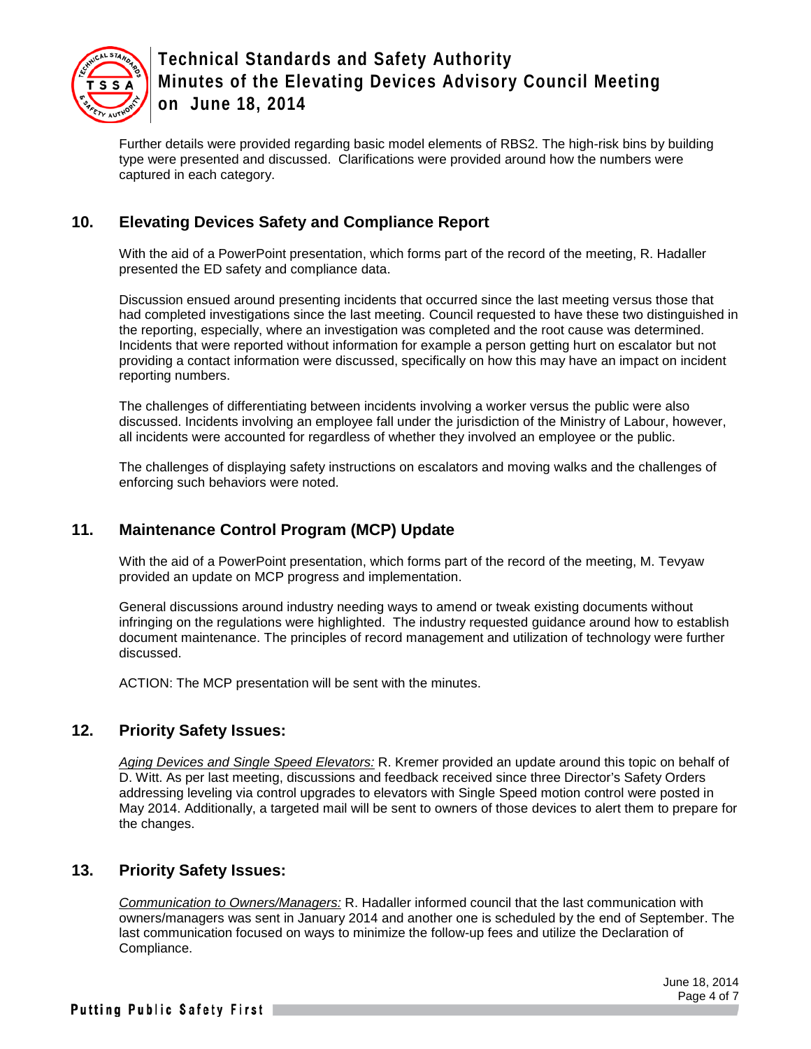Further details were provided regarding basic model elements of RBS2. The high-risk bins by building type were presented and discussed. Clarifications were provided around how the numbers were captured in each category.

## 10. Elevating Devices Safety and Compliance Report

With the aid of a PowerPoint presentation, which forms part of the record of the meeting, R. Hadaller presented the ED safety and compliance data.

Discussion ensued around presenting incidents that occurred since the last meeting versus those that had completed investigations since the last meeting. Council requested to have these two distinguished in the reporting, especially, where an investigation was completed and the root cause was determined. Incidents that were reported without information for example a person getting hurt on escalator but not providing a contact information were discussed, specifically on how this may have an impact on incident reporting numbers.

The challenges of differentiating between incidents involving a worker versus the public were also discussed. Incidents involving an employee fall under the jurisdiction of the Ministry of Labour, however, all incidents were accounted for regardless of whether they involved an employee or the public.

The challenges of displaying safety instructions on escalators and moving walks and the challenges of enforcing such behaviors were noted.

## 11. Maintenance Control Program (MCP) Update

With the aid of a PowerPoint presentation, which forms part of the record of the meeting, M. Tevyaw provided an update on MCP progress and implementation.

General discussions around industry needing ways to amend or tweak existing documents without infringing on the regulations were highlighted. The industry requested guidance around how to establish document maintenance. The principles of record management and utilization of technology were further discussed.

ACTION: The MCP presentation will be sent with the minutes.

## 12. Priority Safety Issues:

*Aging Devices and Single Speed Elevators:* R. Kremer provided an update around this topic on behalf of D. Witt. As per last meeting, discussions and feedback received since three Director's Safety Orders addressing leveling via control upgrades to elevators with Single Speed motion control were posted in May 2014. Additionally, a targeted mail will be sent to owners of those devices to alert them to prepare for the changes.

## 13. Priority Safety Issues:

*Communication to Owners/Managers:* R. Hadaller informed council that the last communication with owners/managers was sent in January 2014 and another one is scheduled by the end of September. The last communication focused on ways to minimize the follow-up fees and utilize the Declaration of Compliance.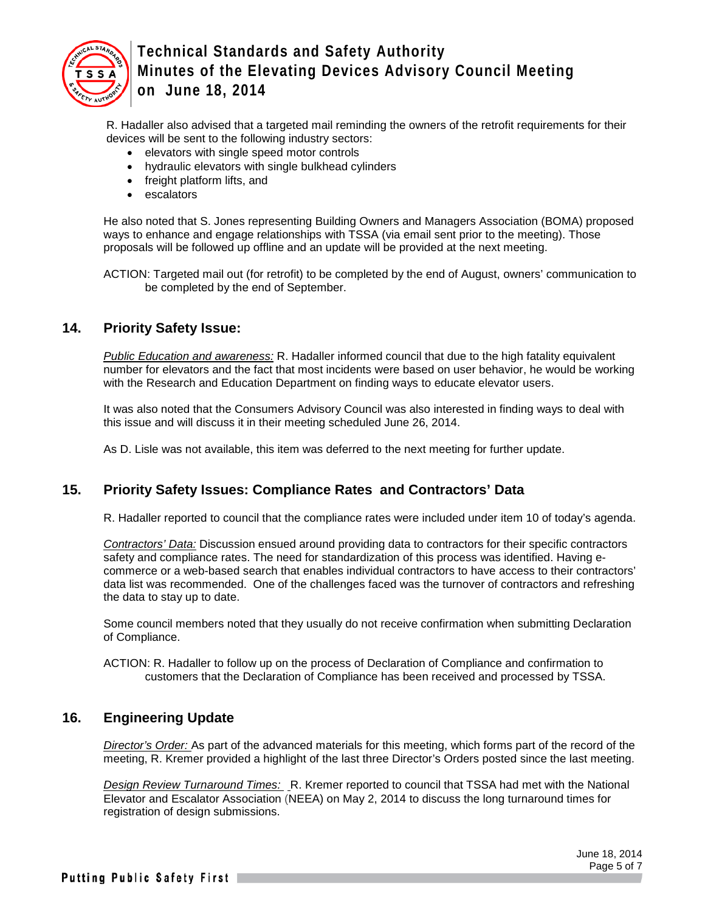R. Hadaller also advised that a targeted mail reminding the owners of the retrofit requirements for their devices will be sent to the following industry sectors:

- elevators with single speed motor controls
- hydraulic elevators with single bulkhead cylinders
- freight platform lifts, and
- escalators

He also noted that S. Jones representing Building Owners and Managers Association (BOMA) proposed ways to enhance and engage relationships with TSSA (via email sent prior to the meeting). Those proposals will be followed up offline and an update will be provided at the next meeting.

ACTION: Targeted mail out (for retrofit) to be completed by the end of August, owners' communication to be completed by the end of September.

## 14. Priority Safety Issue:

*Public Education and awareness:* R. Hadaller informed council that due to the high fatality equivalent number for elevators and the fact that most incidents were based on user behavior, he would be working with the Research and Education Department on finding ways to educate elevator users.

It was also noted that the Consumers Advisory Council was also interested in finding ways to deal with this issue and will discuss it in their meeting scheduled June 26, 2014.

As D. Lisle was not available, this item was deferred to the next meeting for further update.

## 15. Priority Safety Issues: Compliance Rates and Contractors' Data

R. Hadaller reported to council that the compliance rates were included under item 10 of today's agenda.

*Contractors' Data:* Discussion ensued around providing data to contractors for their specific contractors safety and compliance rates. The need for standardization of this process was identified. Having e-commerce or a web-based search that enables individual contractors to have access to their contractors' data list was recommended. One of the challenges faced was the turnover of contractors and refreshing the data to stay up to date.

Some council members noted that they usually do not receive confirmation when submitting Declaration of Compliance.

ACTION: R. Hadaller to follow up on the process of Declaration of Compliance and confirmation to customers that the Declaration of Compliance has been received and processed by TSSA.

## 16. Engineering Update

*Director's Order:* As part of the advanced materials for this meeting, which forms part of the record of the meeting, R. Kremer provided a highlight of the last three Director's Orders posted since the last meeting.

*Design Review Turnaround Times:* R. Kremer reported to council that TSSA had met with the National Elevator and Escalator Association (NEEA) on May 2, 2014 to discuss the long turnaround times for registration of design submissions.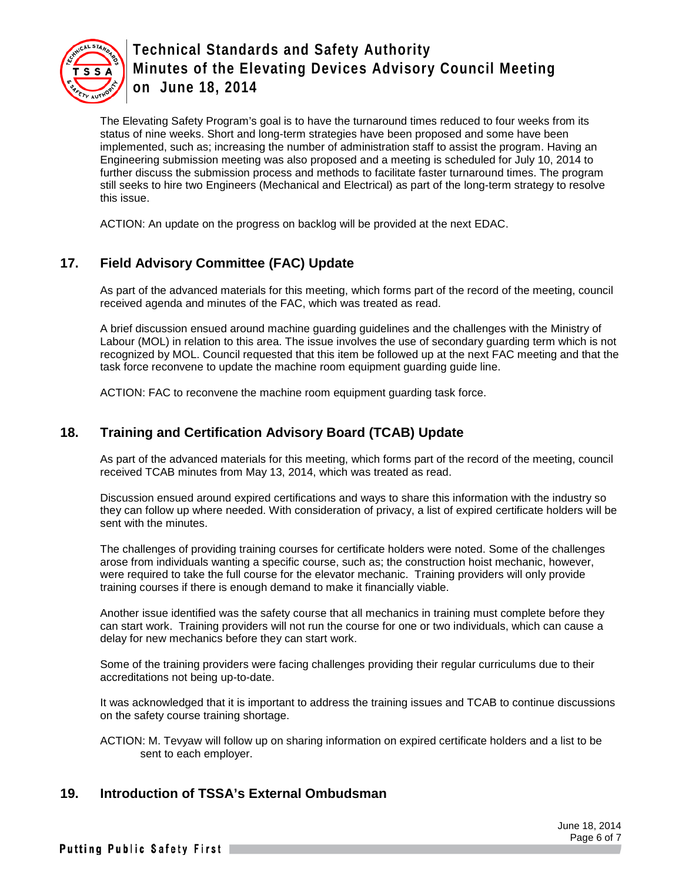The Elevating Safety Program's goal is to have the turnaround times reduced to four weeks from its status of nine weeks. Short and long-term strategies have been proposed and some have been implemented, such as; increasing the number of administration staff to assist the program. Having an Engineering submission meeting was also proposed and a meeting is scheduled for July 10, 2014 to further discuss the submission process and methods to facilitate faster turnaround times. The program still seeks to hire two Engineers (Mechanical and Electrical) as part of the long-term strategy to resolve this issue.

ACTION: An update on the progress on backlog will be provided at the next EDAC.

## 17. Field Advisory Committee (FAC) Update

As part of the advanced materials for this meeting, which forms part of the record of the meeting, council received agenda and minutes of the FAC, which was treated as read.

A brief discussion ensued around machine guarding guidelines and the challenges with the Ministry of Labour (MOL) in relation to this area. The issue involves the use of secondary guarding term which is not recognized by MOL. Council requested that this item be followed up at the next FAC meeting and that the task force reconvene to update the machine room equipment guarding guide line.

ACTION: FAC to reconvene the machine room equipment guarding task force.

## 18. Training and Certification Advisory Board (TCAB) Update

As part of the advanced materials for this meeting, which forms part of the record of the meeting, council received TCAB minutes from May 13, 2014, which was treated as read.

Discussion ensued around expired certifications and ways to share this information with the industry so they can follow up where needed. With consideration of privacy, a list of expired certificate holders will be sent with the minutes.

The challenges of providing training courses for certificate holders were noted. Some of the challenges arose from individuals wanting a specific course, such as; the construction hoist mechanic, however, were required to take the full course for the elevator mechanic. Training providers will only provide training courses if there is enough demand to make it financially viable.

Another issue identified was the safety course that all mechanics in training must complete before they can start work. Training providers will not run the course for one or two individuals, which can cause a delay for new mechanics before they can start work.

Some of the training providers were facing challenges providing their regular curriculums due to their accreditations not being up-to-date.

It was acknowledged that it is important to address the training issues and TCAB to continue discussions on the safety course training shortage.

ACTION: M. Tevyaw will follow up on sharing information on expired certificate holders and a list to be sent to each employer.

## 19. Introduction of TSSA's External Ombudsman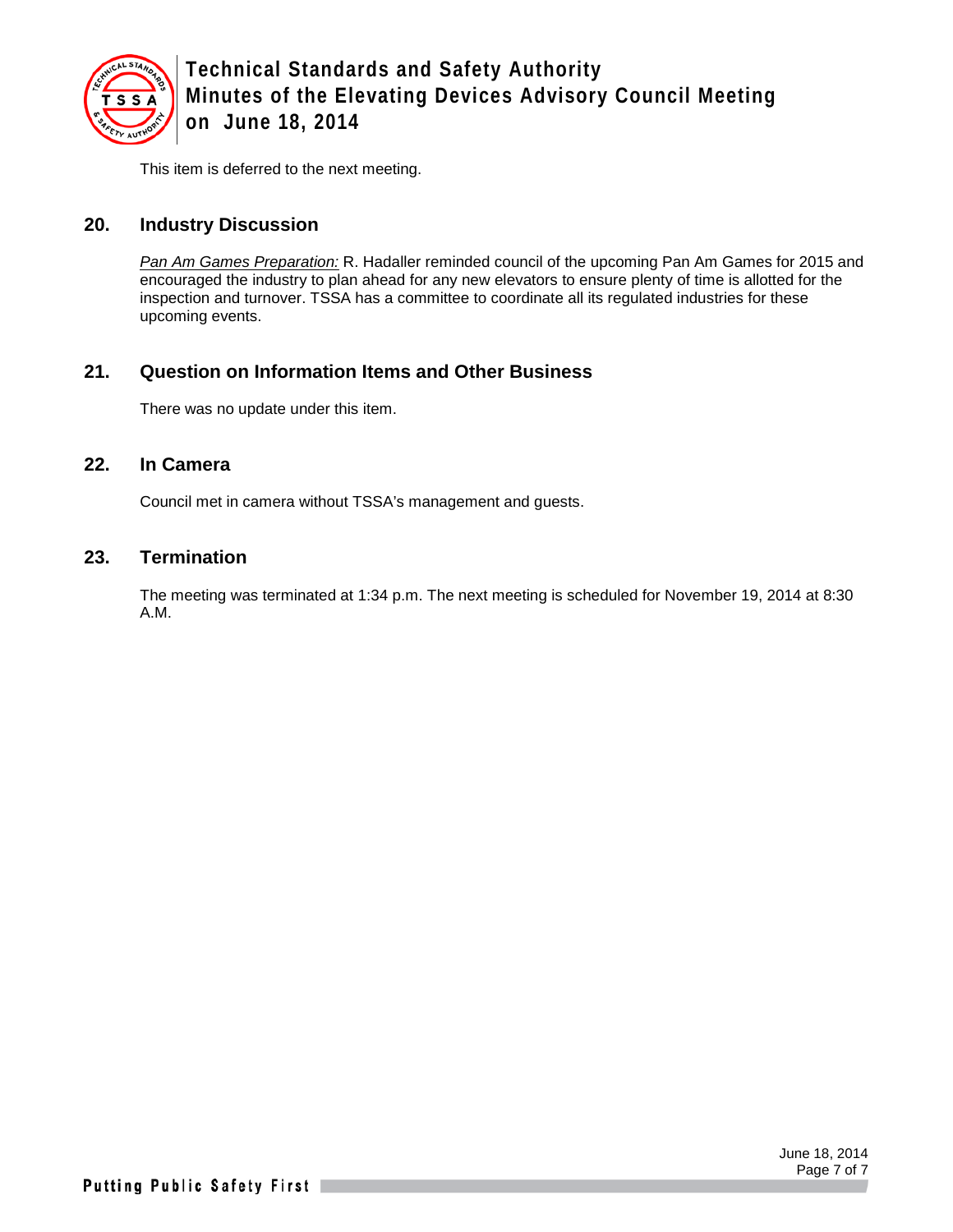This item is deferred to the next meeting.

## 20. Industry Discussion

*Pan Am Games Preparation:* R. Hadaller reminded council of the upcoming Pan Am Games for 2015 and encouraged the industry to plan ahead for any new elevators to ensure plenty of time is allotted for the inspection and turnover. TSSA has a committee to coordinate all its regulated industries for these upcoming events.

## 21. Question on Information Items and Other Business

There was no update under this item.

## 22. In Camera

Council met in camera without TSSA's management and guests.

## 23. Termination

The meeting was terminated at 1:34 p.m. The next meeting is scheduled for November 19, 2014 at 8:30 A.M.